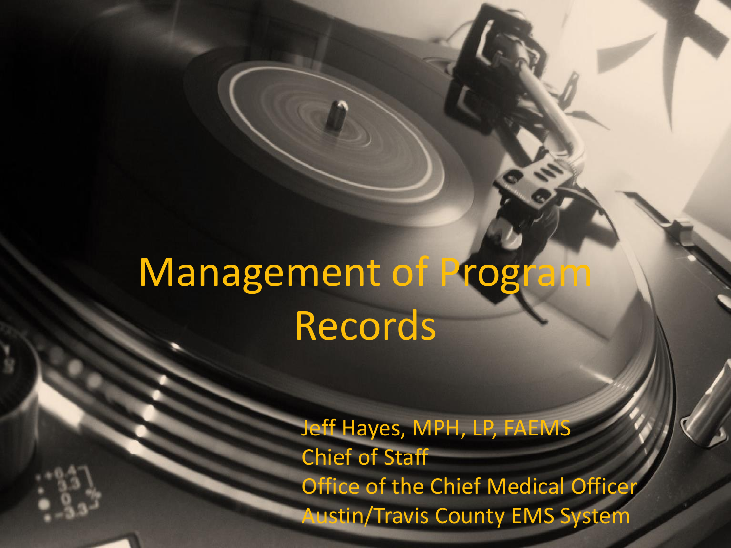# Management of Program Records

Jeff Hayes, MPH, LP, FAEMS
Chief of Staff
Office of the Chief Medical Officer
Austin/Travis County EMS System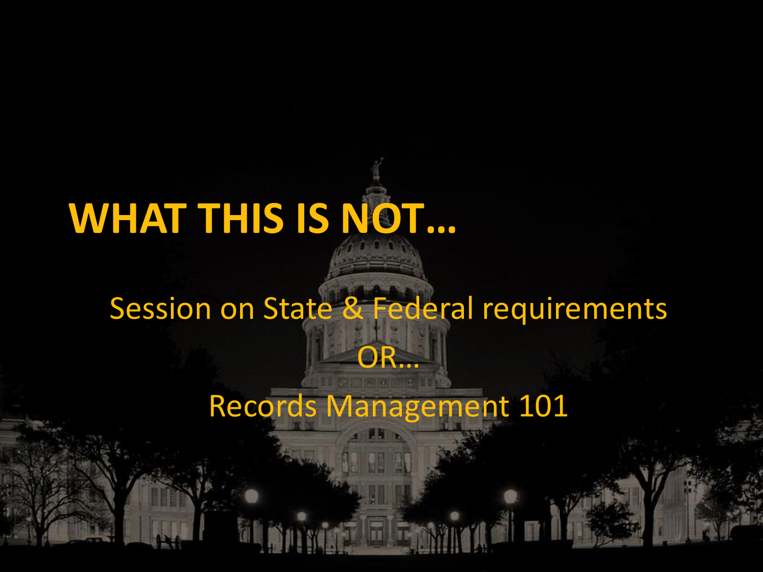# WHAT THIS IS NOT…

Session on State & Federal requirements

OR…

Records Management 101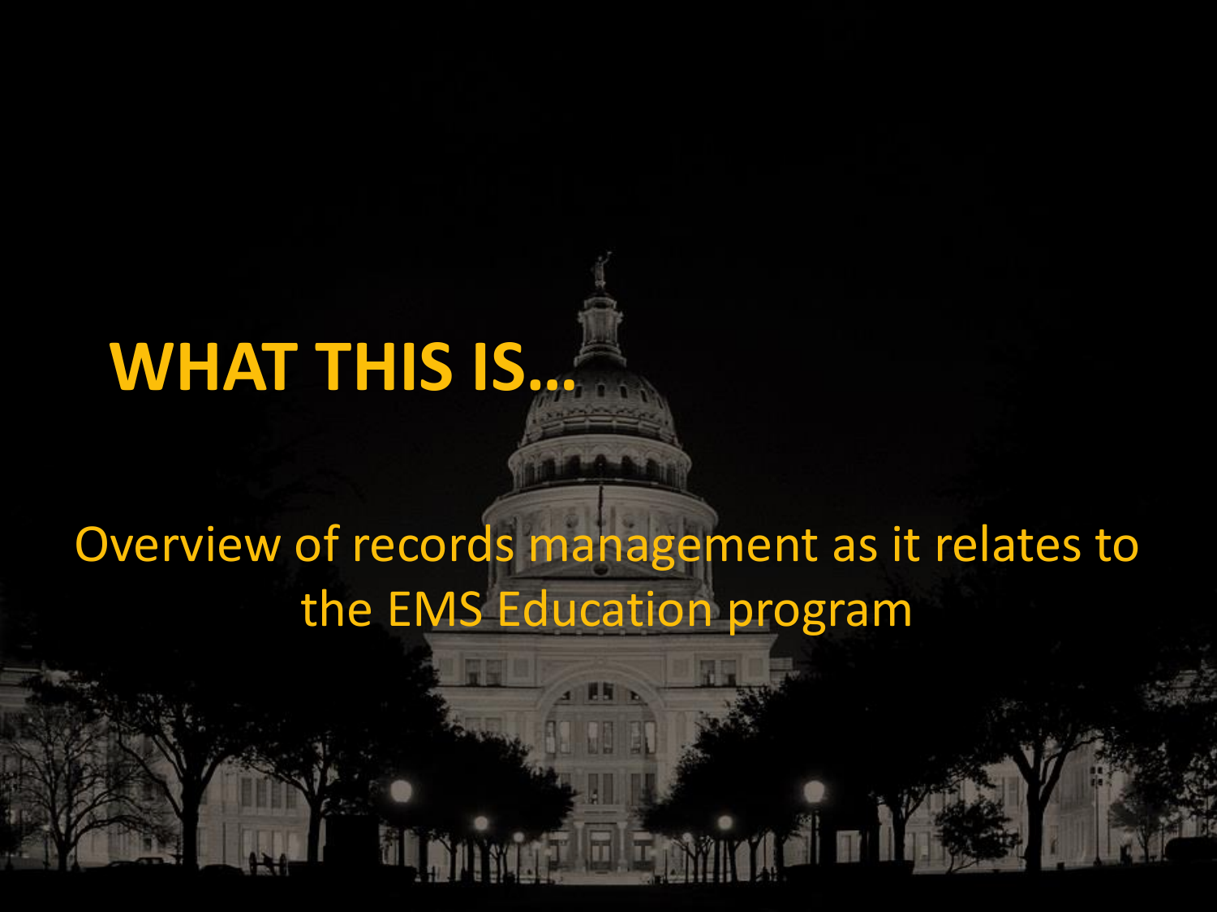# WHAT THIS IS…

Overview of records management as it relates to the EMS Education program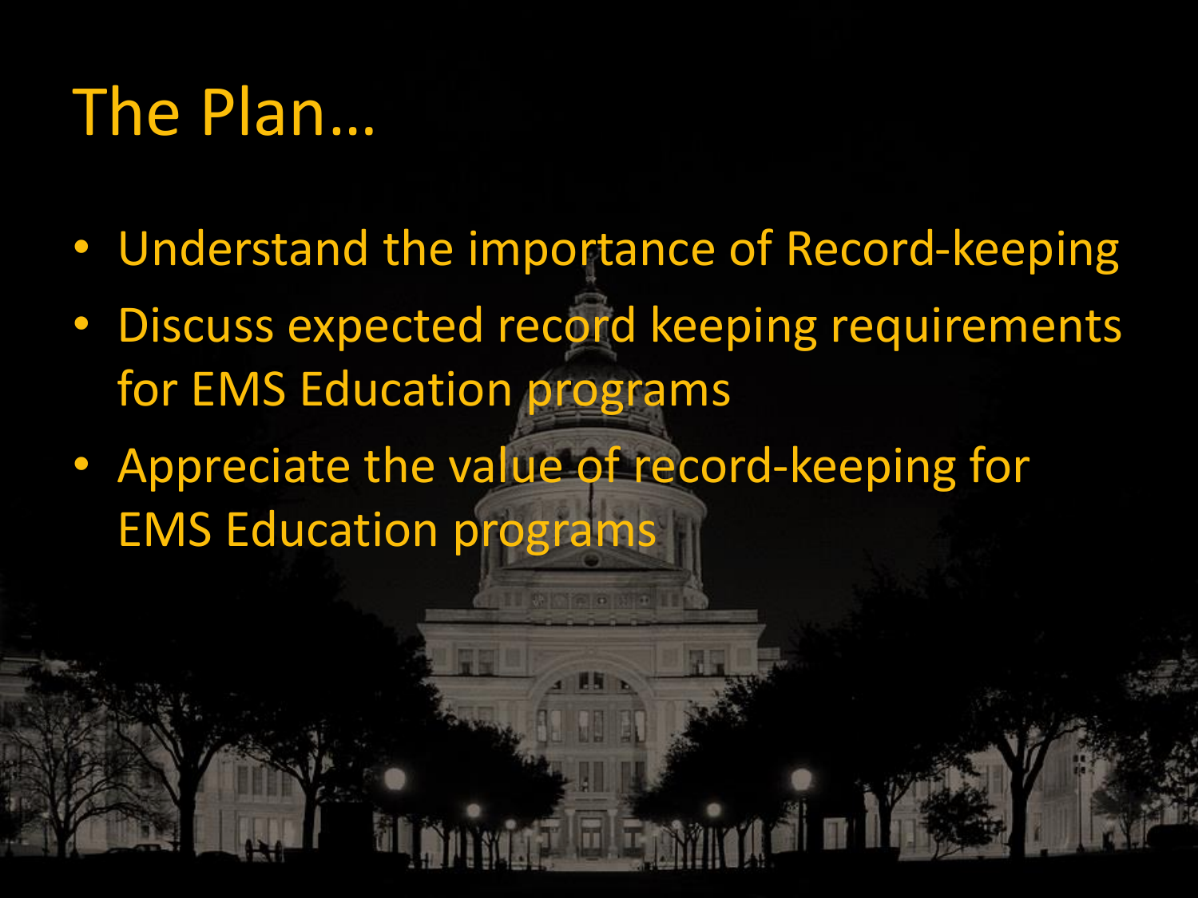# The Plan…

- Understand the importance of Record-keeping
- Discuss expected record keeping requirements for EMS Education programs
- Appreciate the value of record-keeping for EMS Education programs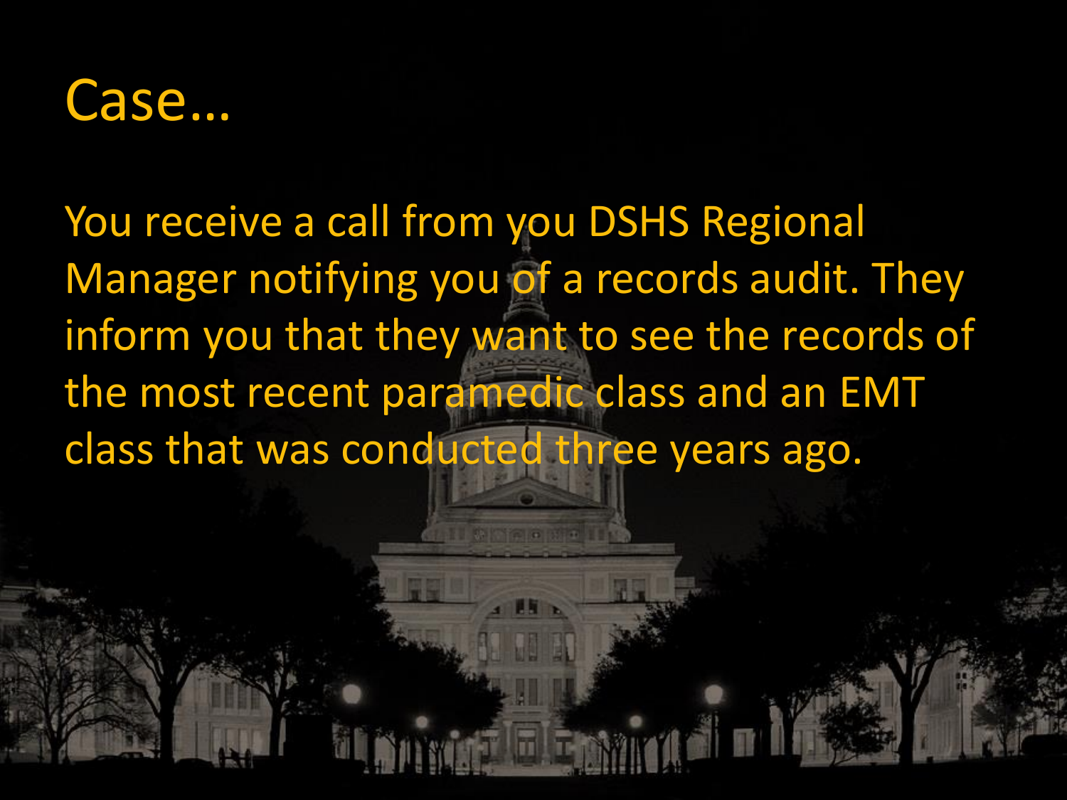# Case…

You receive a call from you DSHS Regional Manager notifying you of a records audit. They inform you that they want to see the records of the most recent paramedic class and an EMT class that was conducted three years ago.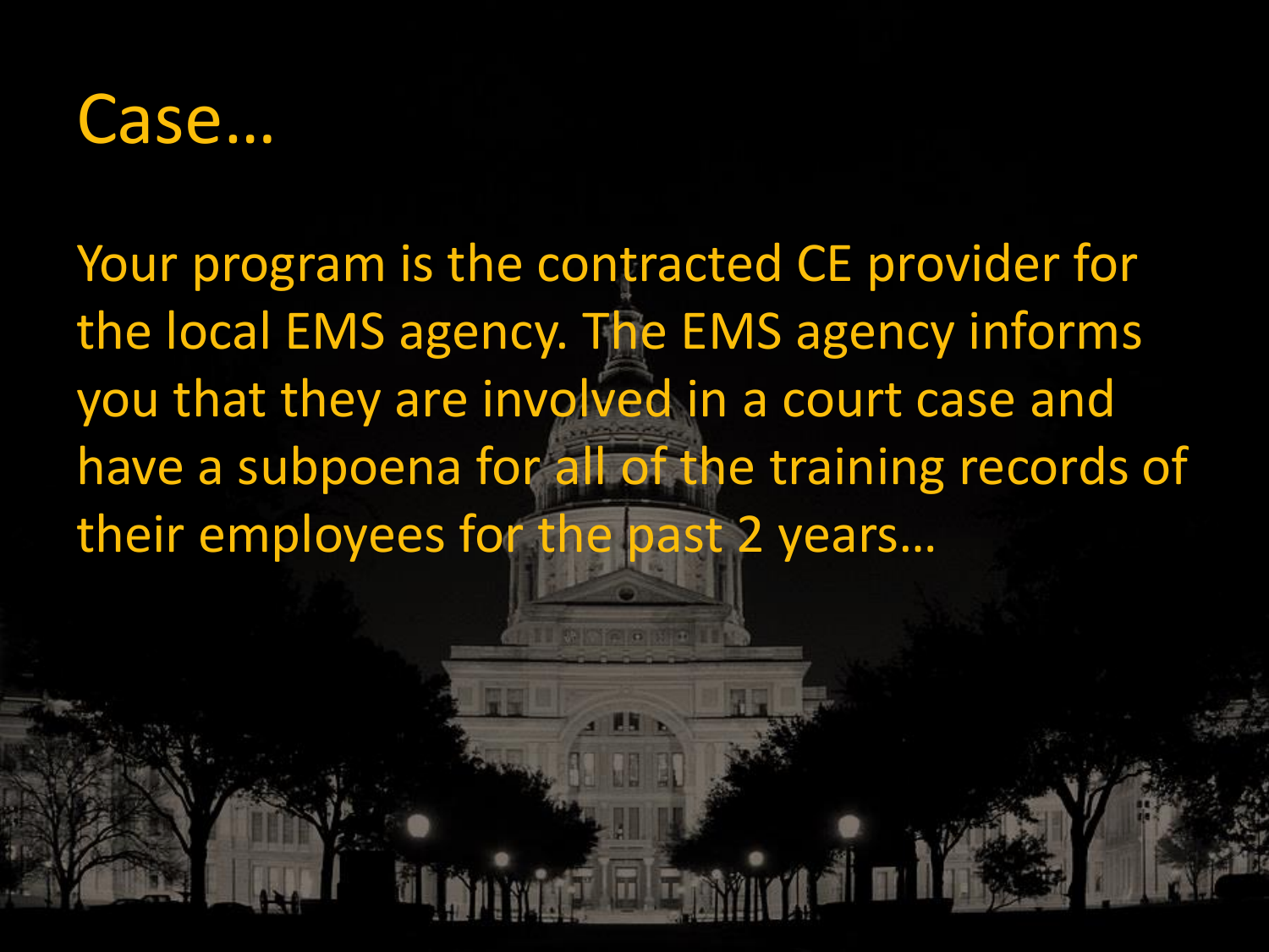# Case…

Your program is the contracted CE provider for the local EMS agency. The EMS agency informs you that they are involved in a court case and have a subpoena for all of the training records of their employees for the past 2 years…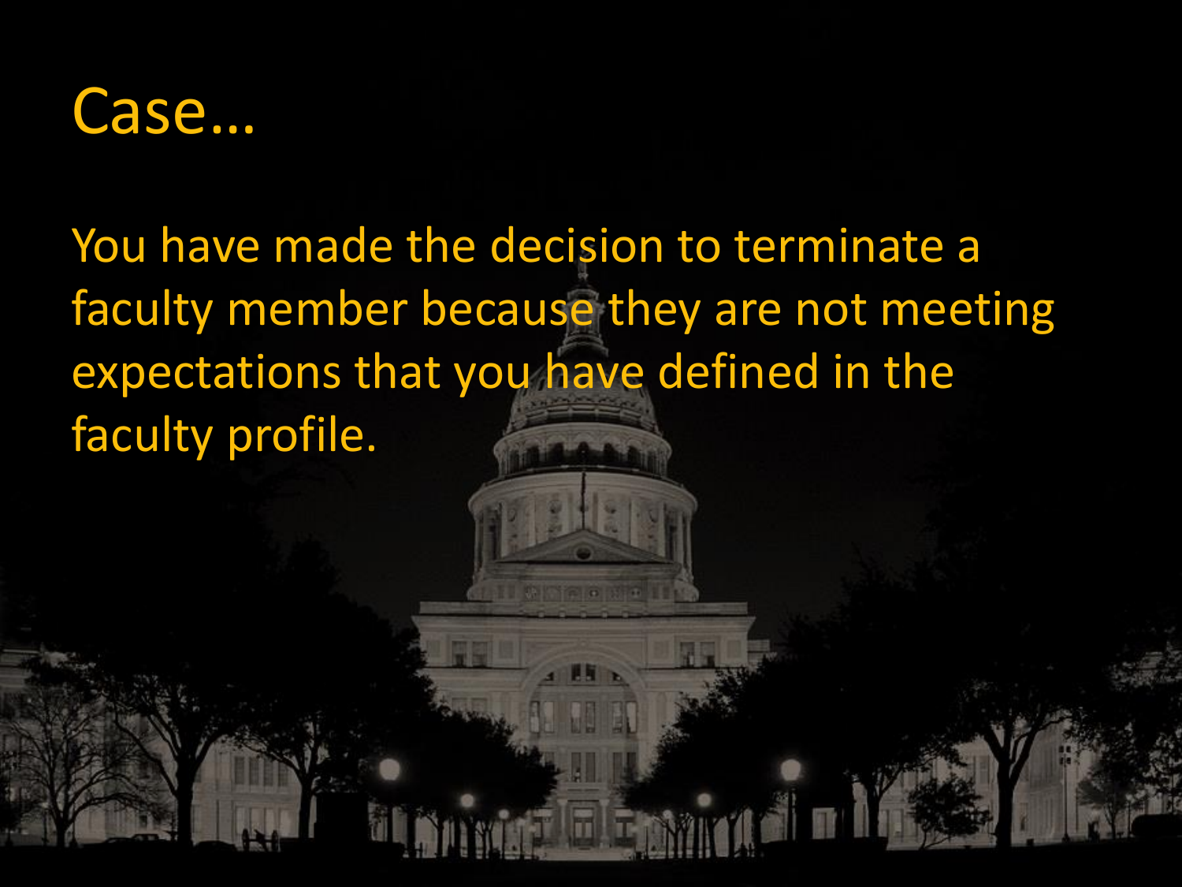# Case…

You have made the decision to terminate a faculty member because they are not meeting expectations that you have defined in the faculty profile.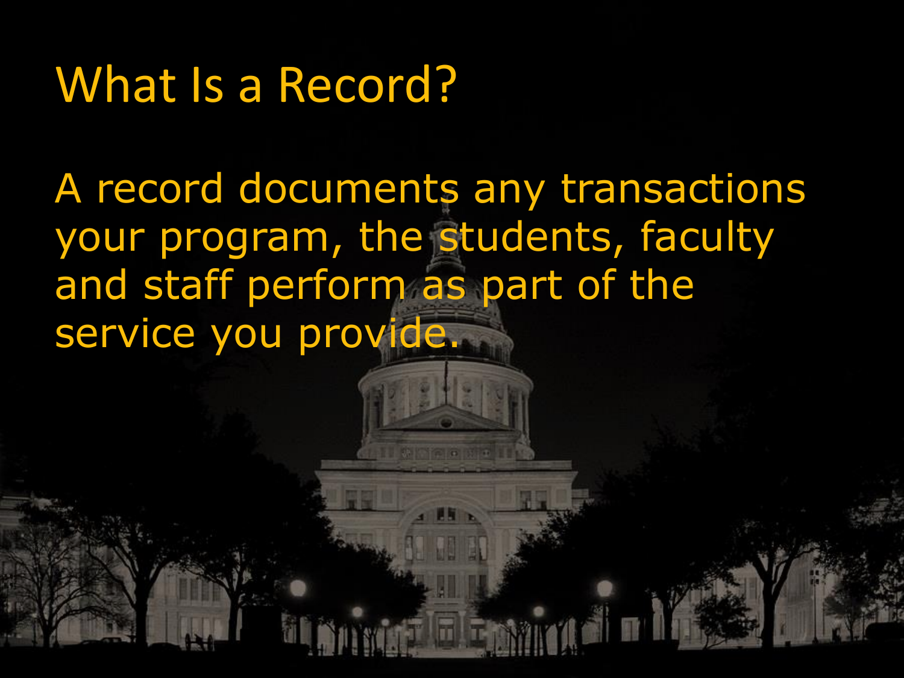# What Is a Record?

A record documents any transactions your program, the students, faculty and staff perform as part of the service you provide.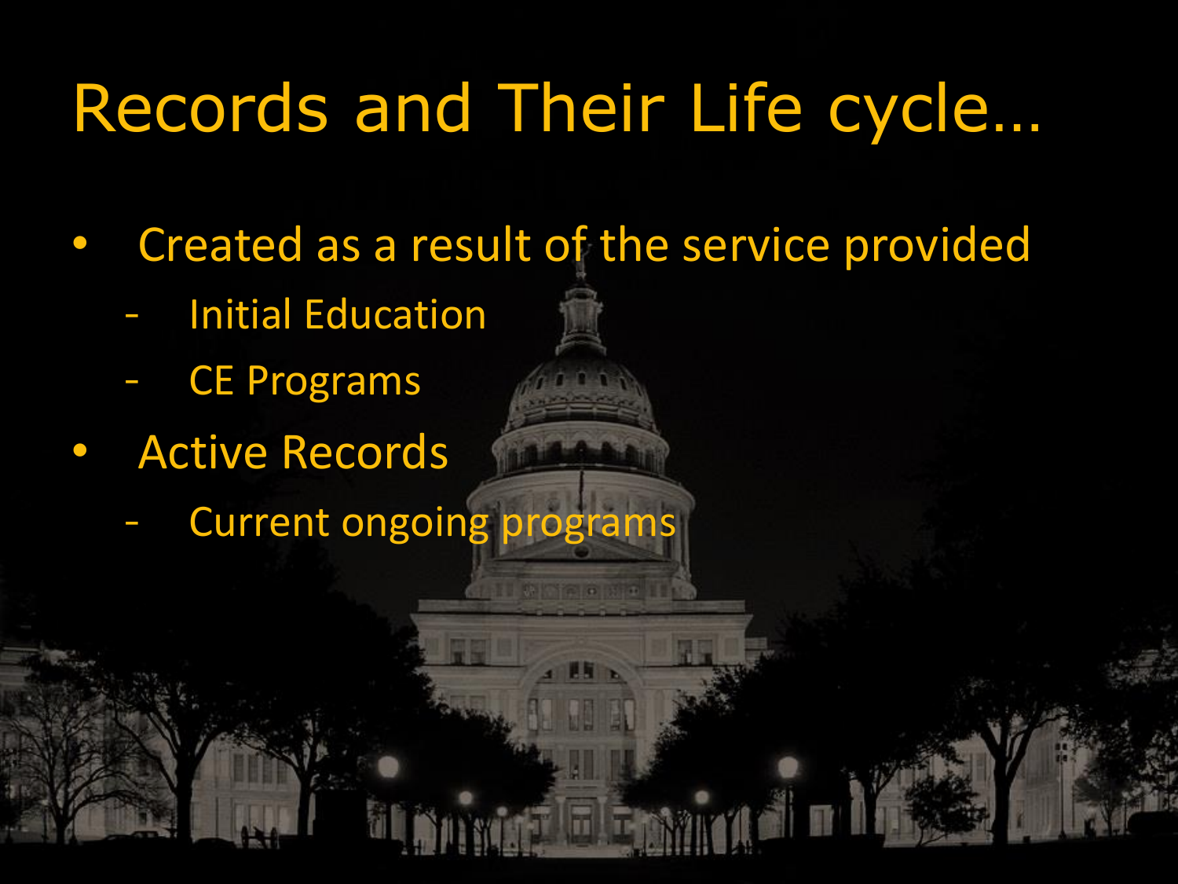# Records and Their Life cycle…

- Created as a result of the service provided
  - Initial Education
  - CE Programs
- Active Records
  - Current ongoing programs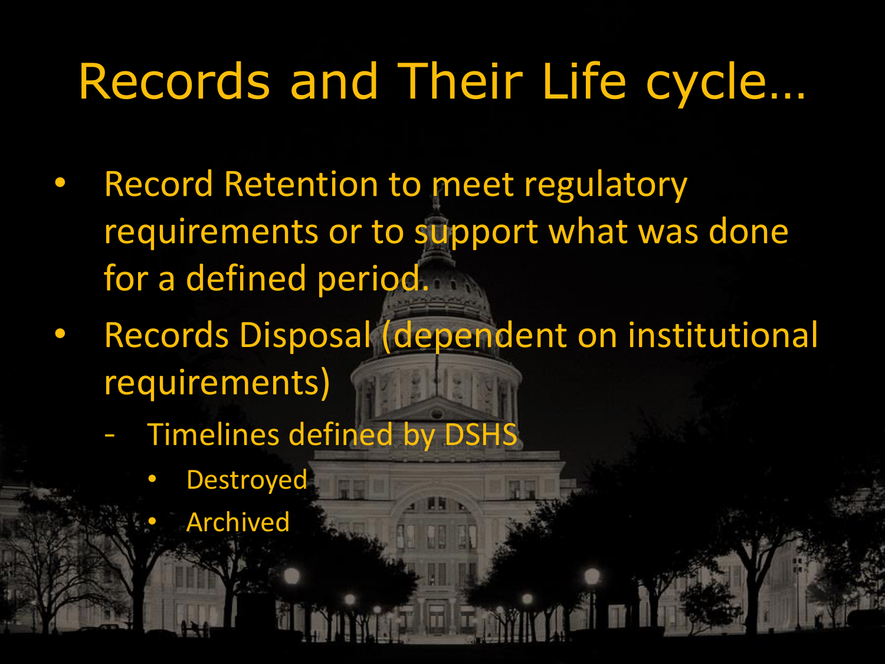# Records and Their Life cycle…

- Record Retention to meet regulatory requirements or to support what was done for a defined period.
- Records Disposal (dependent on institutional requirements)
  - Timelines defined by DSHS
    - Destroyed
    - Archived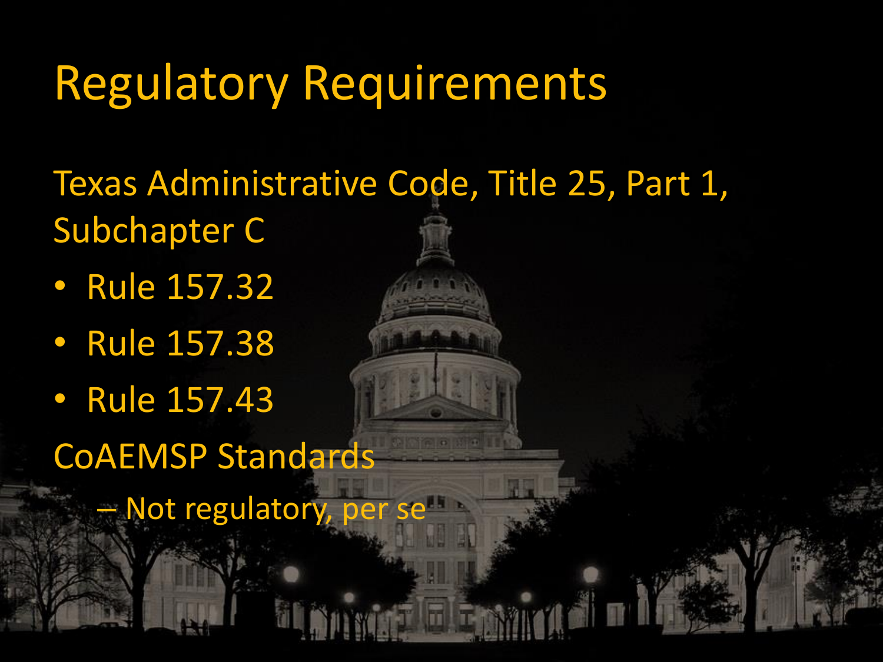# Regulatory Requirements

Texas Administrative Code, Title 25, Part 1, Subchapter C

- Rule 157.32
- Rule 157.38
- Rule 157.43

CoAEMSP Standards

- – Not regulatory, per se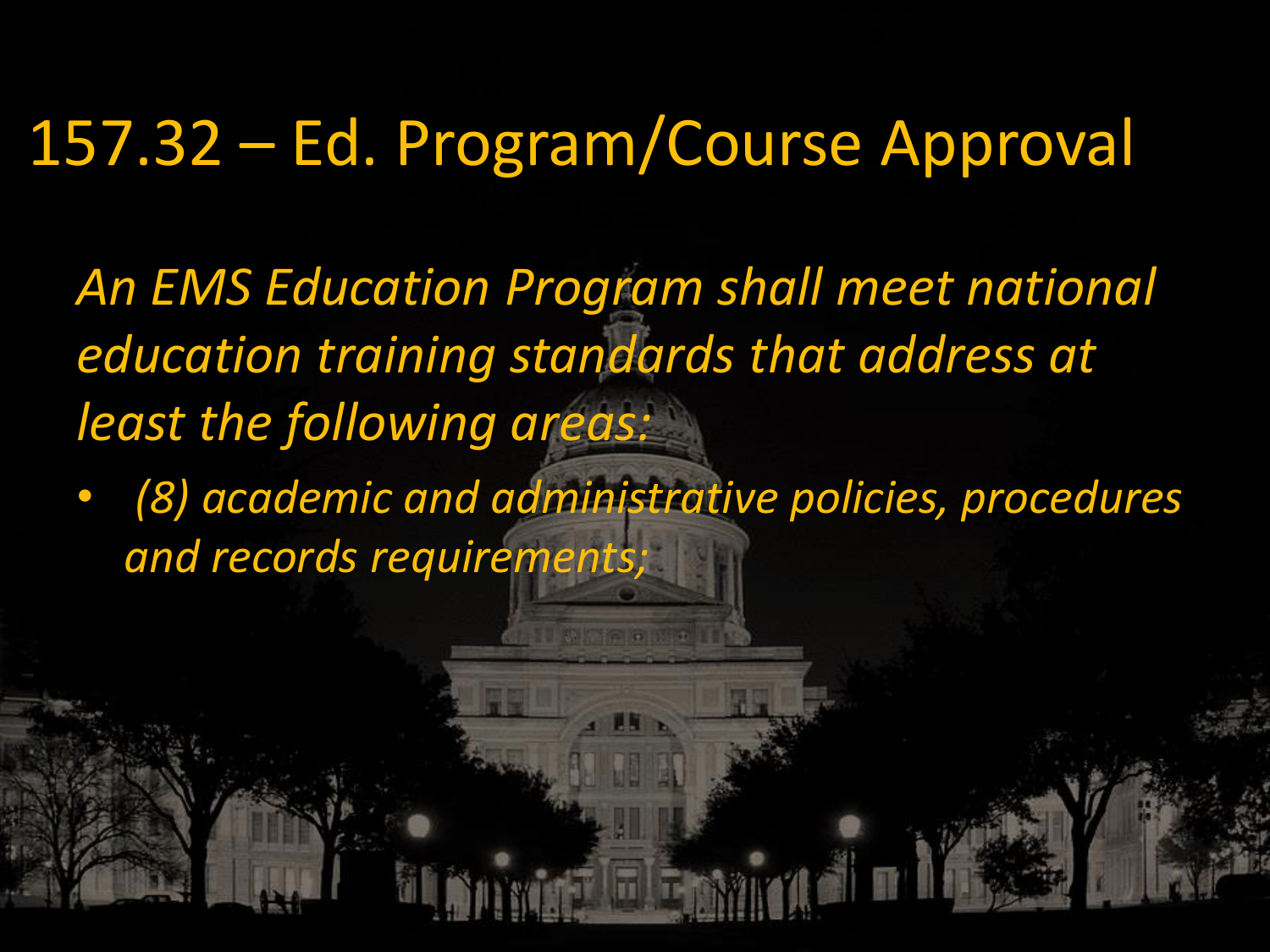# 157.32 – Ed. Program/Course Approval

*An EMS Education Program shall meet national education training standards that address at least the following areas:*

- *(8) academic and administrative policies, procedures and records requirements;*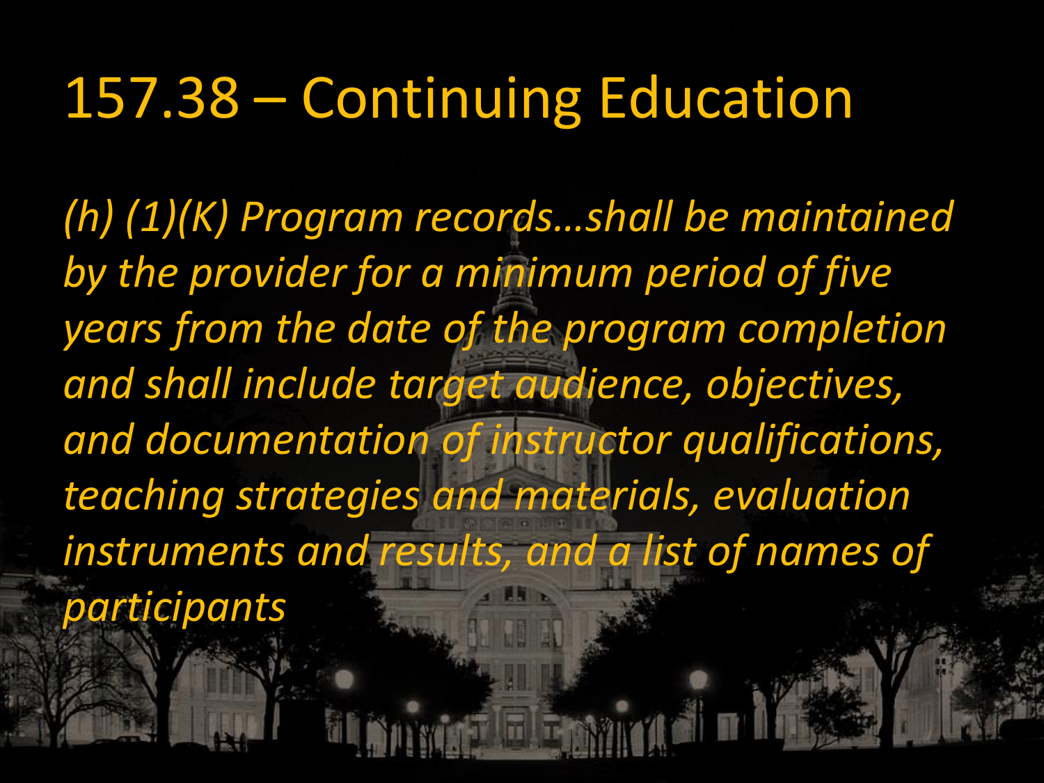# 157.38 – Continuing Education

*(h) (1)(K) Program records…shall be maintained by the provider for a minimum period of five years from the date of the program completion and shall include target audience, objectives, and documentation of instructor qualifications, teaching strategies and materials, evaluation instruments and results, and a list of names of participants*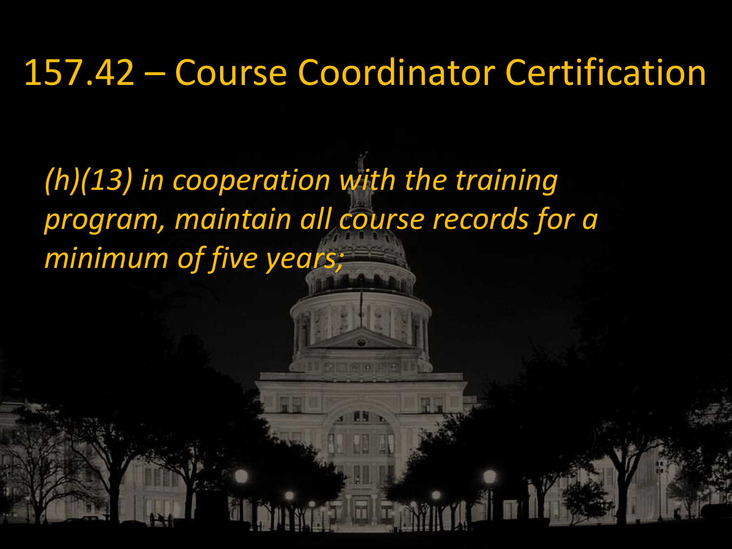# 157.42 – Course Coordinator Certification

*(h)(13) in cooperation with the training program, maintain all course records for a minimum of five years;*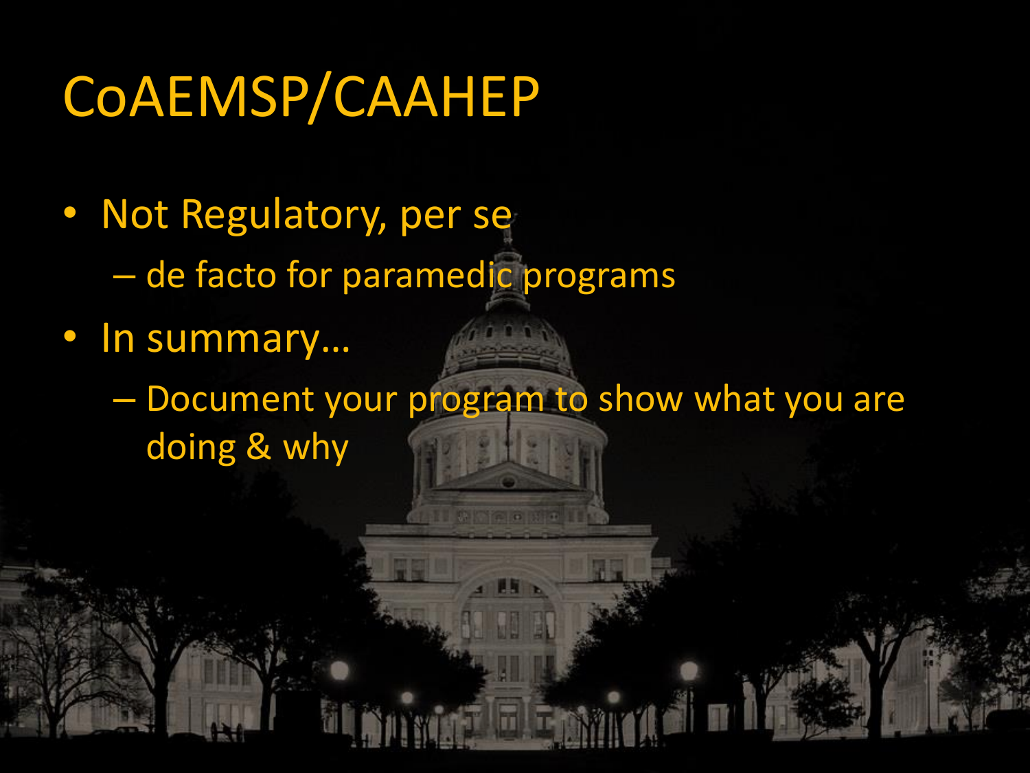# CoAEMSP/CAAHEP

- Not Regulatory, per se
  - de facto for paramedic programs
- In summary…
  - Document your program to show what you are doing & why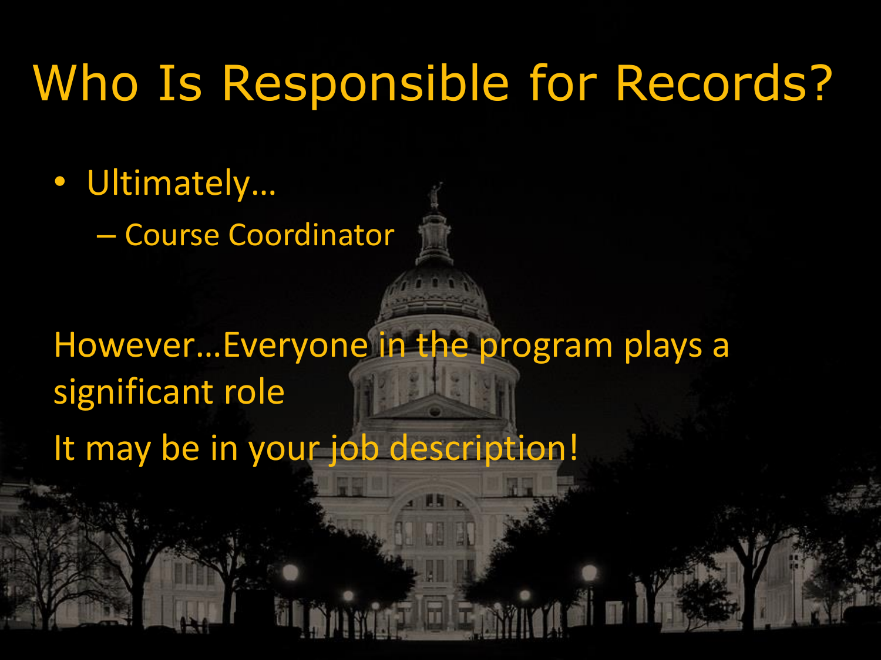# Who Is Responsible for Records?

- Ultimately…
  - Course Coordinator

However…Everyone in the program plays a significant role

It may be in your job description!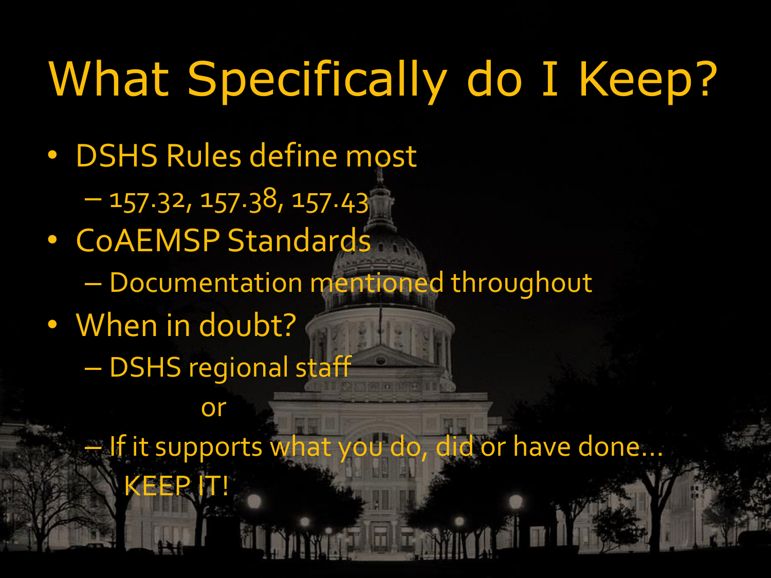# What Specifically do I Keep?

- DSHS Rules define most
  - 157.32, 157.38, 157.43
- CoAEMSP Standards
  - Documentation mentioned throughout
- When in doubt?
  - DSHS regional staff

    or

  - If it supports what you do, did or have done… KEEP IT!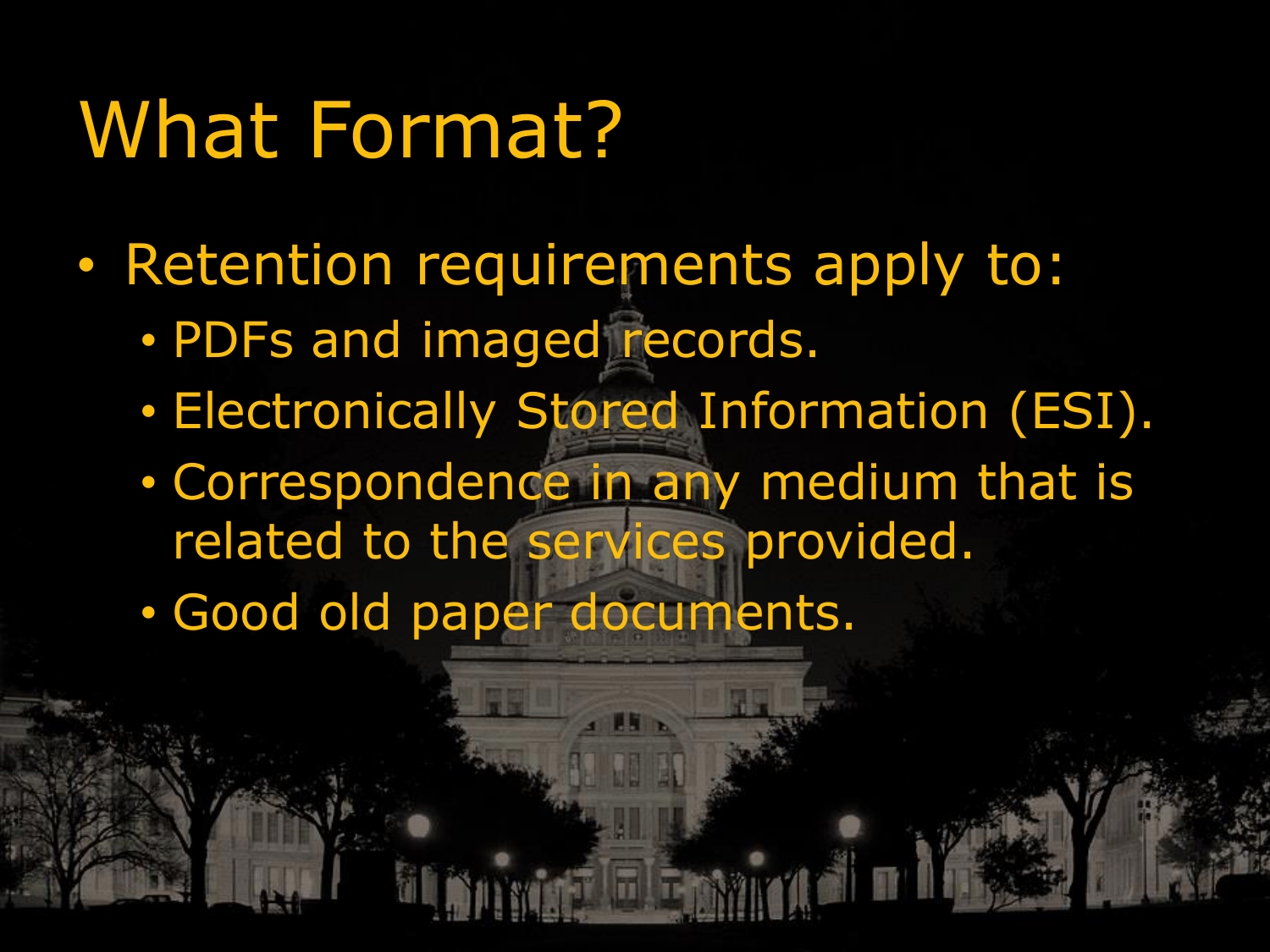# What Format?

- Retention requirements apply to:
  - PDFs and imaged records.
  - Electronically Stored Information (ESI).
  - Correspondence in any medium that is related to the services provided.
  - Good old paper documents.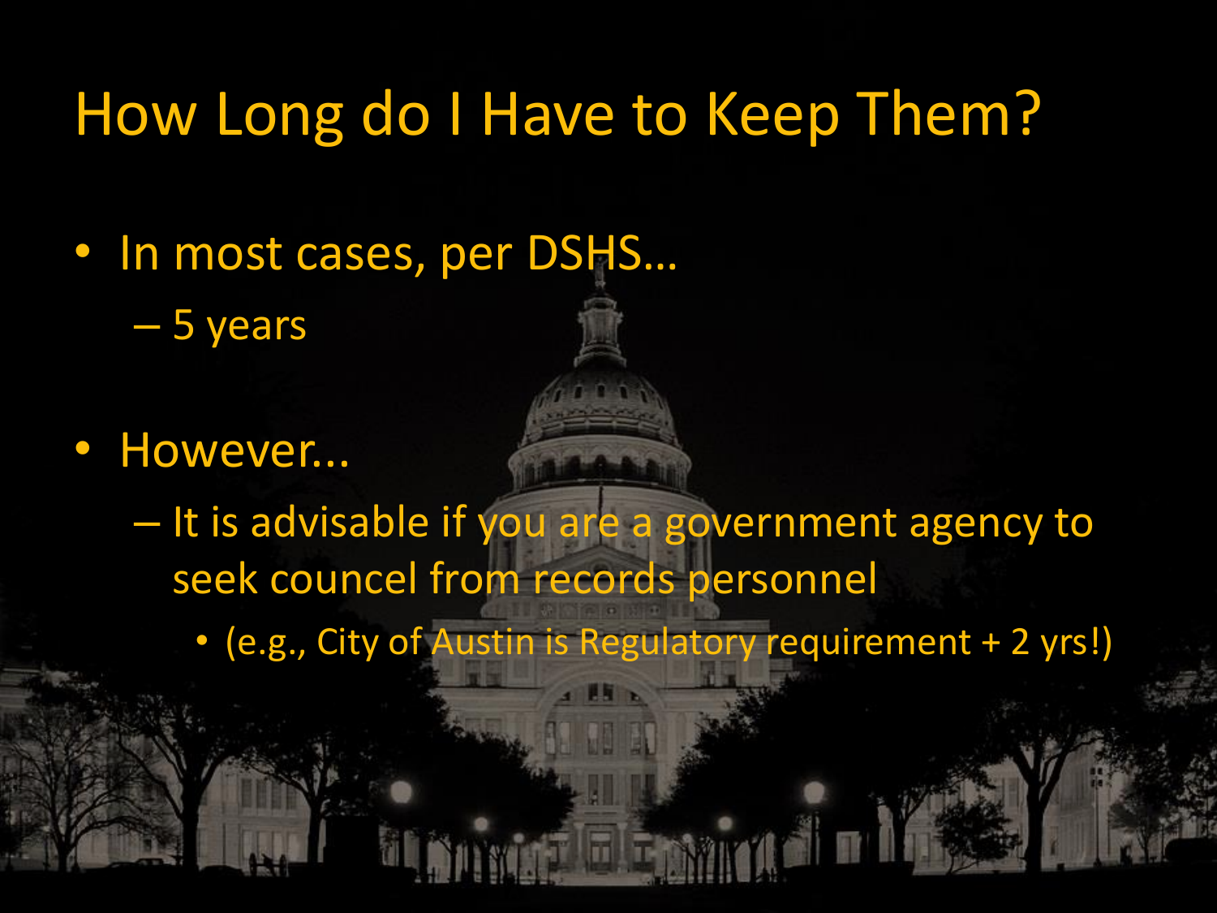# How Long do I Have to Keep Them?

- In most cases, per DSHS…
  - 5 years
- However...
  - It is advisable if you are a government agency to seek councel from records personnel
    - (e.g., City of Austin is Regulatory requirement + 2 yrs!)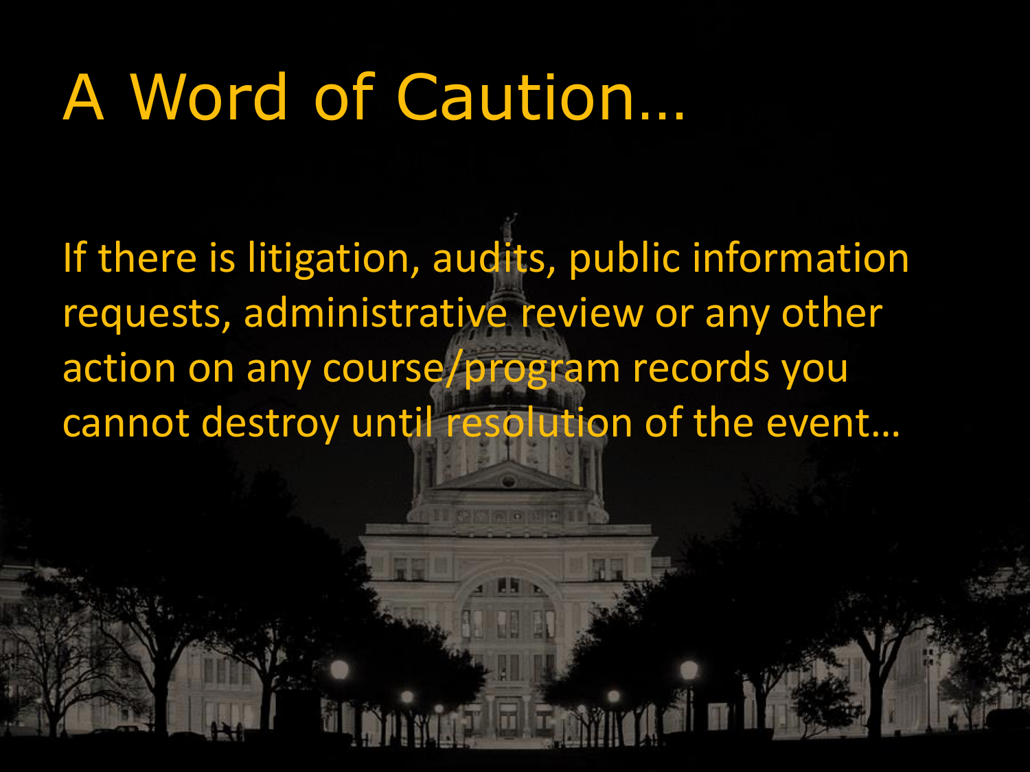# A Word of Caution…

If there is litigation, audits, public information requests, administrative review or any other action on any course/program records you cannot destroy until resolution of the event…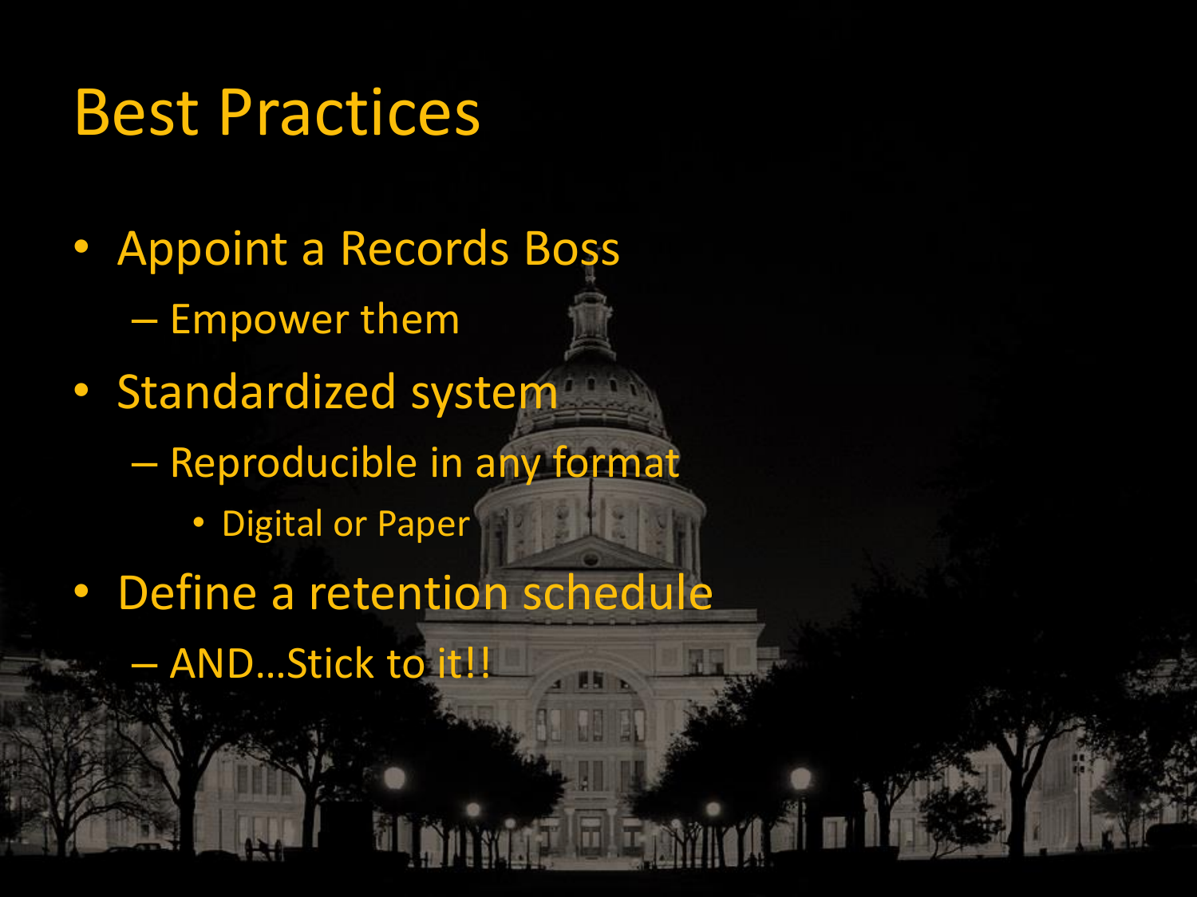# Best Practices

- Appoint a Records Boss
  - Empower them
- Standardized system
  - Reproducible in any format
    - Digital or Paper
- Define a retention schedule
  - AND…Stick to it!!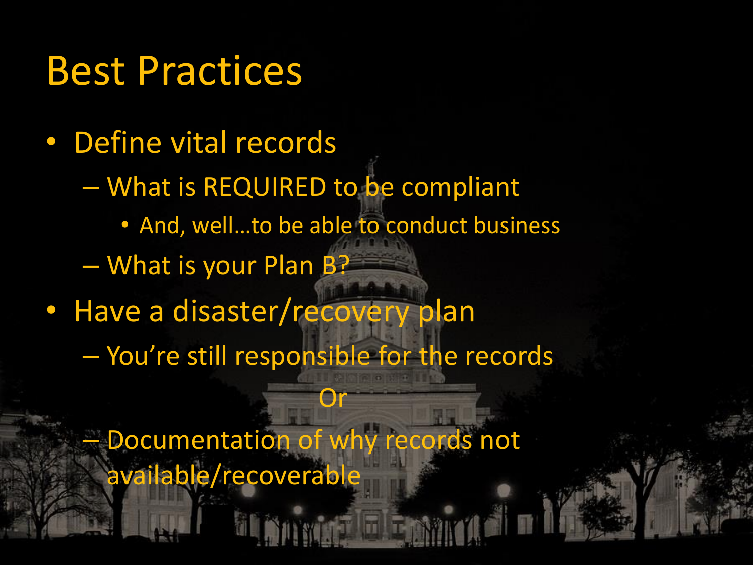# Best Practices

- Define vital records
  - What is REQUIRED to be compliant
    - And, well…to be able to conduct business
  - What is your Plan B?
- Have a disaster/recovery plan
  - You're still responsible for the records

    Or

  - Documentation of why records not available/recoverable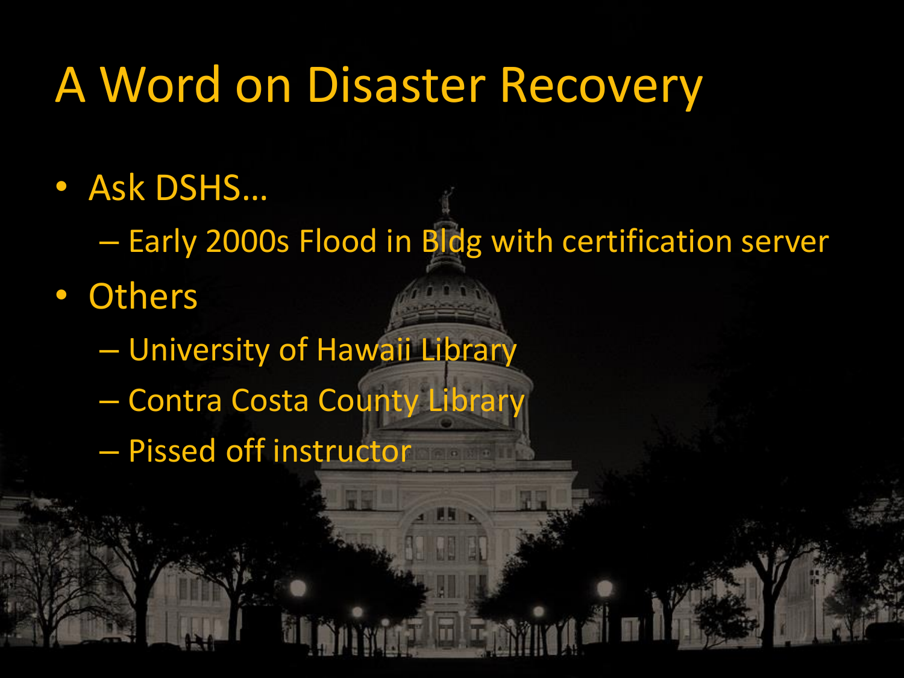# A Word on Disaster Recovery

- Ask DSHS…
  - Early 2000s Flood in Bldg with certification server
- Others
  - University of Hawaii Library
  - Contra Costa County Library
  - Pissed off instructor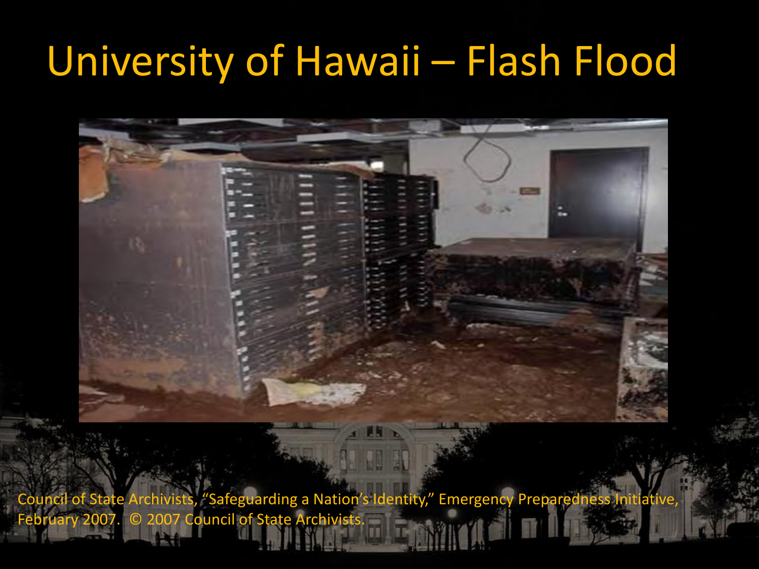# University of Hawaii – Flash Flood

Council of State Archivists, "Safeguarding a Nation's Identity," Emergency Preparedness Initiative, February 2007. © 2007 Council of State Archivists.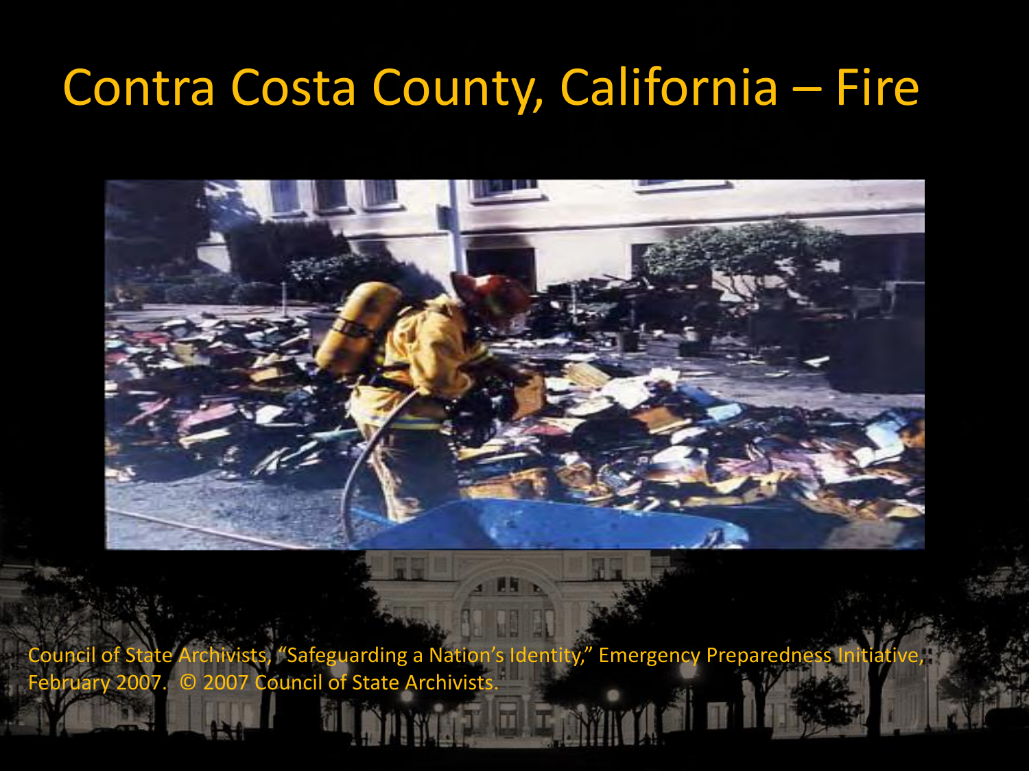# Contra Costa County, California – Fire

Council of State Archivists, "Safeguarding a Nation's Identity," Emergency Preparedness Initiative, February 2007. © 2007 Council of State Archivists.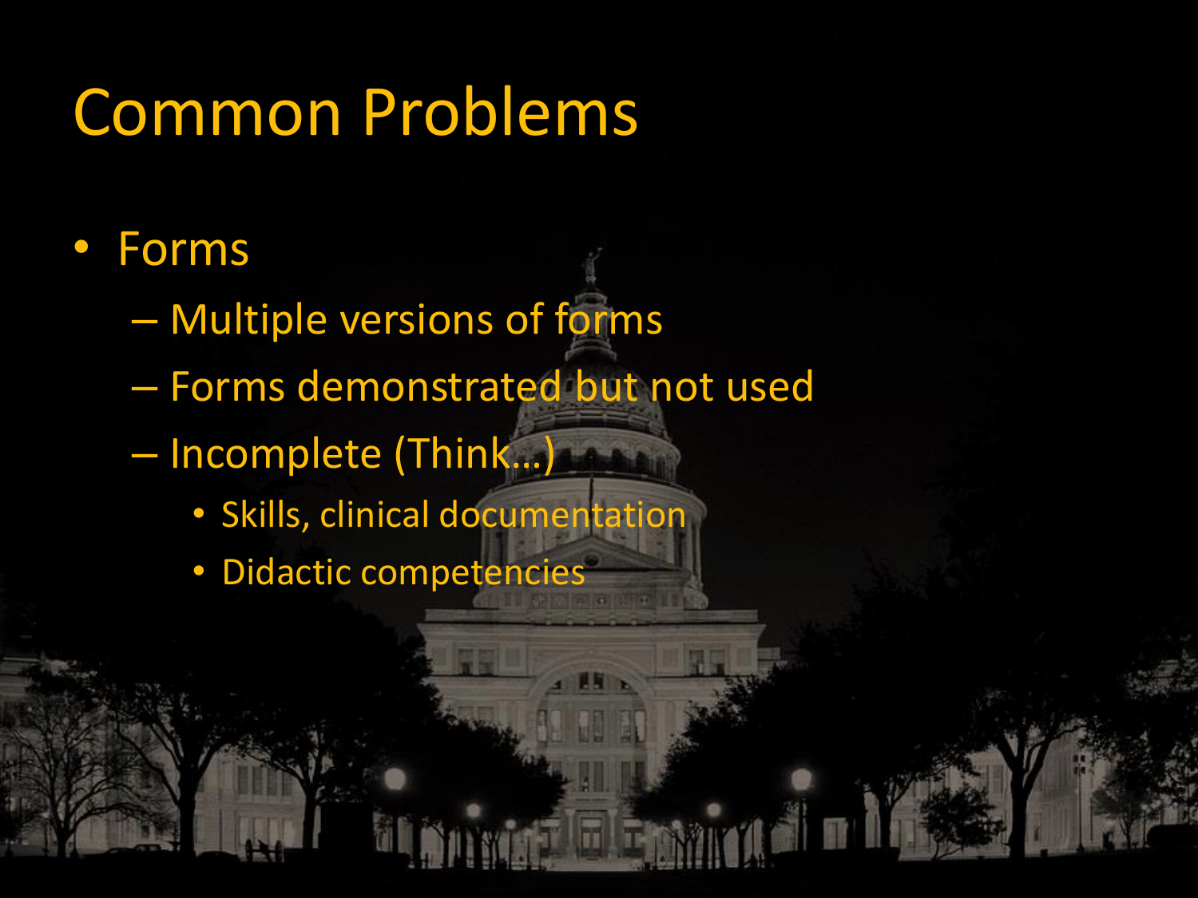# Common Problems

- Forms
  - Multiple versions of forms
  - Forms demonstrated but not used
  - Incomplete (Think…)
    - Skills, clinical documentation
    - Didactic competencies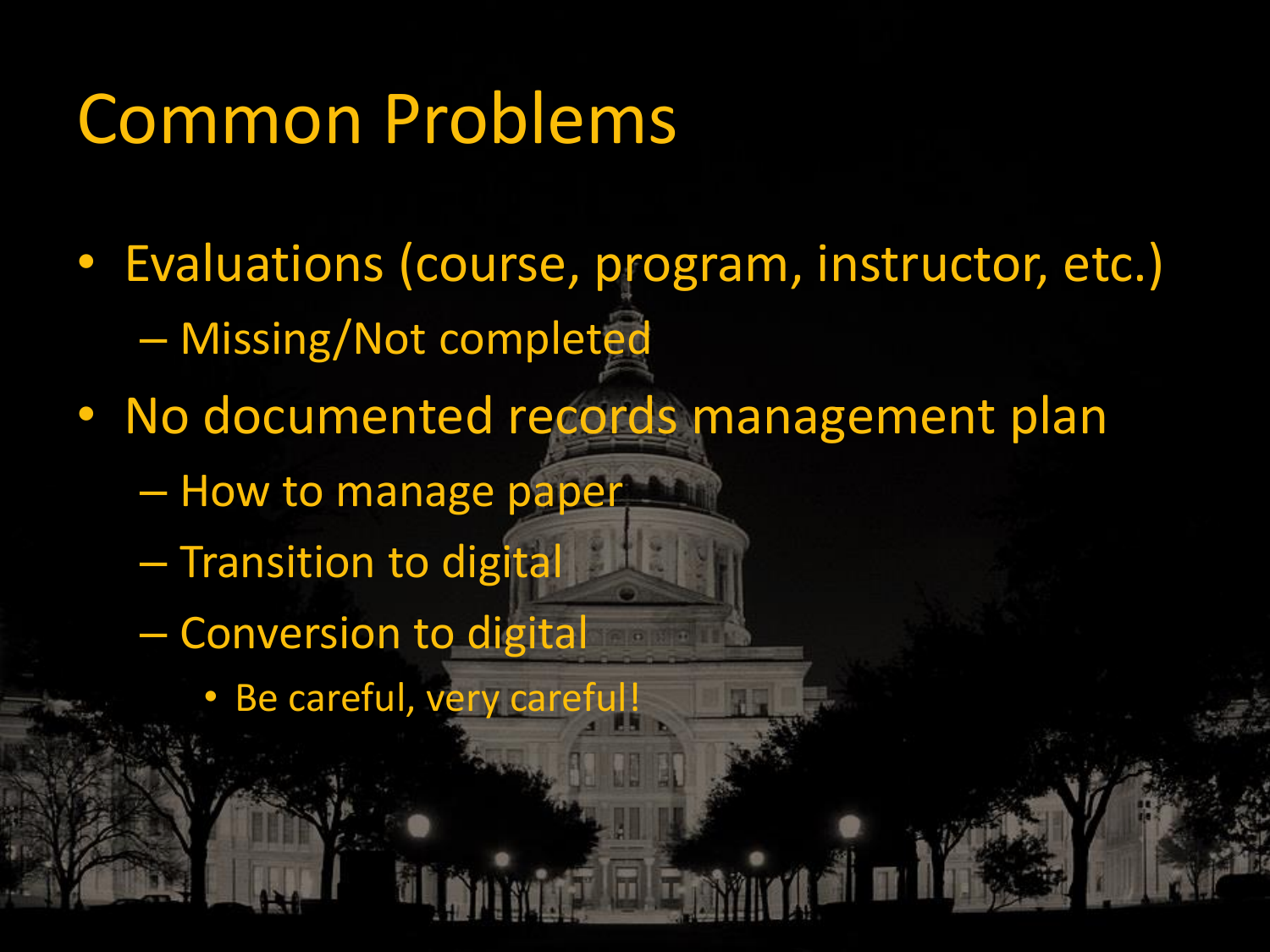# Common Problems

- Evaluations (course, program, instructor, etc.)
  - Missing/Not completed
- No documented records management plan
  - How to manage paper
  - Transition to digital
  - Conversion to digital
    - Be careful, very careful!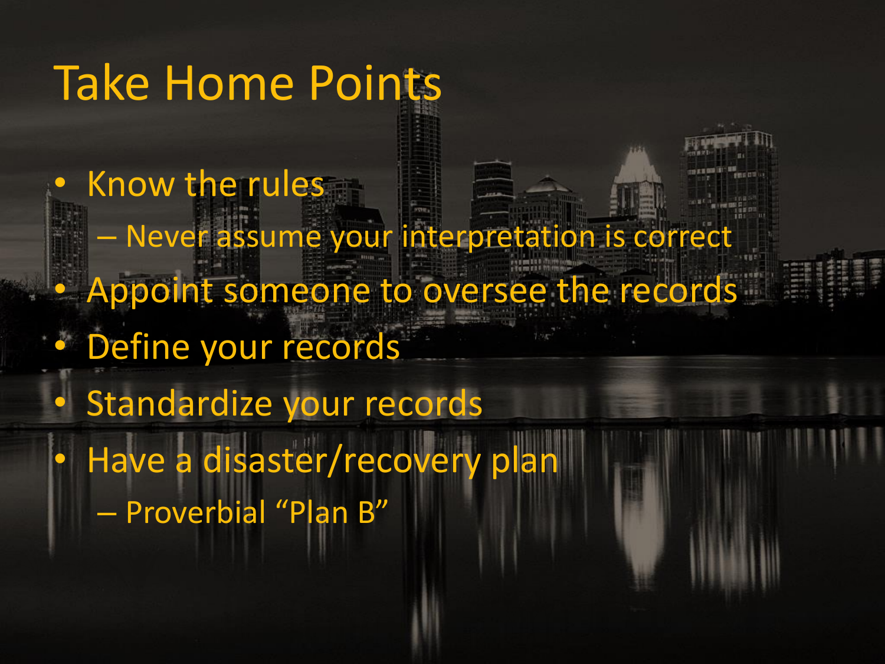# Take Home Points

- Know the rules
  - Never assume your interpretation is correct
- Appoint someone to oversee the records
- Define your records
- Standardize your records
- Have a disaster/recovery plan
  - Proverbial "Plan B"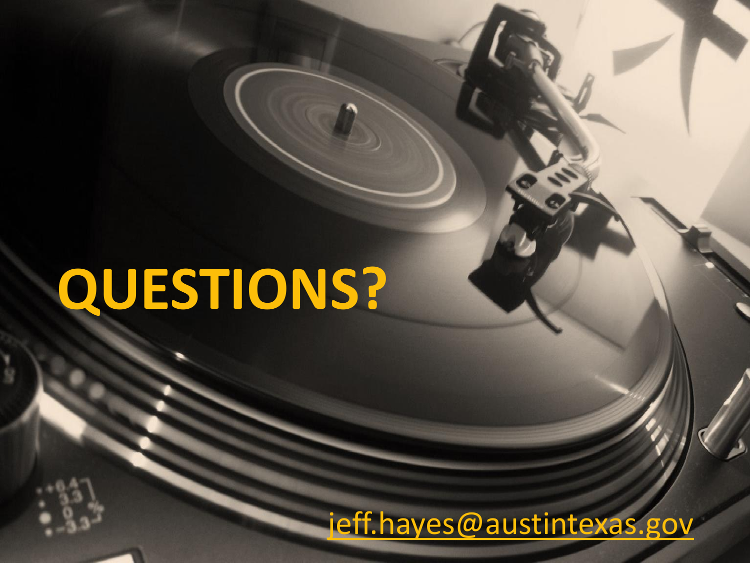# QUESTIONS?

jeff.hayes@austintexas.gov